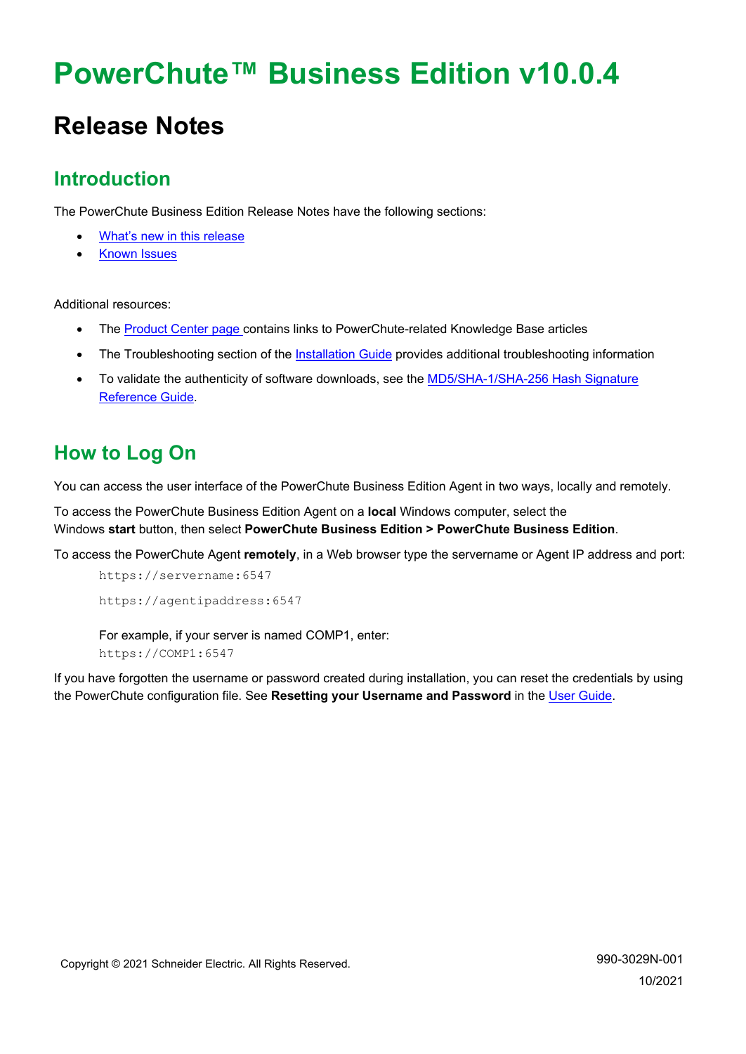# PowerChute™ Business Edition v10.0.4

## Release Notes

### Introduction

The PowerChute Business Edition Release Notes have the following sections:

- What's new in this release
- Known Issues

Additional resources:

- The Product Center page contains links to PowerChute-related Knowledge Base articles
- The Troubleshooting section of the Installation Guide provides additional troubleshooting information
- To validate the authenticity of software downloads, see the MD5/SHA-1/SHA-256 Hash Signature Reference Guide.

### How to Log On

You can access the user interface of the PowerChute Business Edition Agent in two ways, locally and remotely.

To access the PowerChute Business Edition Agent on a **local** Windows computer, select the Windows **start** button, then select **PowerChute Business Edition > PowerChute Business Edition**.

To access the PowerChute Agent **remotely**, in a Web browser type the servername or Agent IP address and port:

```
https://servername:6547
```

```
https://agentipaddress:6547
```

For example, if your server is named COMP1, enter:

```
https://COMP1:6547
```

If you have forgotten the username or password created during installation, you can reset the credentials by using the PowerChute configuration file. See **Resetting your Username and Password** in the User Guide.

Copyright © 2021 Schneider Electric. All Rights Reserved.

990-3029N-001

10/2021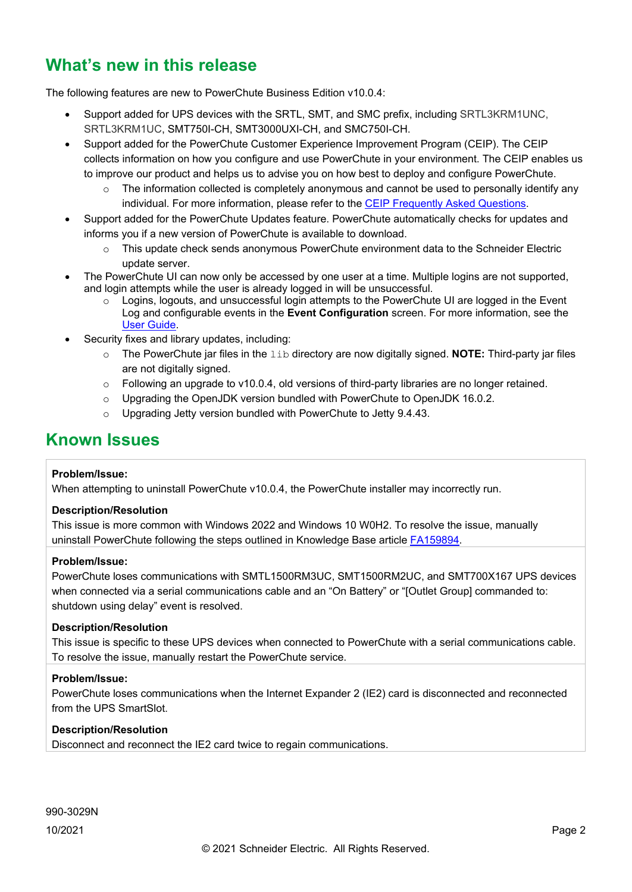## What's new in this release

The following features are new to PowerChute Business Edition v10.0.4:

- Support added for UPS devices with the SRTL, SMT, and SMC prefix, including SRTL3KRM1UNC, SRTL3KRM1UC, SMT750I-CH, SMT3000UXI-CH, and SMC750I-CH.
- Support added for the PowerChute Customer Experience Improvement Program (CEIP). The CEIP collects information on how you configure and use PowerChute in your environment. The CEIP enables us to improve our product and helps us to advise you on how best to deploy and configure PowerChute.
  - The information collected is completely anonymous and cannot be used to personally identify any individual. For more information, please refer to the CEIP Frequently Asked Questions.
- Support added for the PowerChute Updates feature. PowerChute automatically checks for updates and informs you if a new version of PowerChute is available to download.
  - This update check sends anonymous PowerChute environment data to the Schneider Electric update server.
- The PowerChute UI can now only be accessed by one user at a time. Multiple logins are not supported, and login attempts while the user is already logged in will be unsuccessful.
  - Logins, logouts, and unsuccessful login attempts to the PowerChute UI are logged in the Event Log and configurable events in the **Event Configuration** screen. For more information, see the User Guide.
- Security fixes and library updates, including:
  - The PowerChute jar files in the `lib` directory are now digitally signed. **NOTE:** Third-party jar files are not digitally signed.
  - Following an upgrade to v10.0.4, old versions of third-party libraries are no longer retained.
  - Upgrading the OpenJDK version bundled with PowerChute to OpenJDK 16.0.2.
  - Upgrading Jetty version bundled with PowerChute to Jetty 9.4.43.

## Known Issues

**Problem/Issue:**
When attempting to uninstall PowerChute v10.0.4, the PowerChute installer may incorrectly run.

**Description/Resolution**
This issue is more common with Windows 2022 and Windows 10 W0H2. To resolve the issue, manually uninstall PowerChute following the steps outlined in Knowledge Base article FA159894.

**Problem/Issue:**
PowerChute loses communications with SMTL1500RM3UC, SMT1500RM2UC, and SMT700X167 UPS devices when connected via a serial communications cable and an "On Battery" or "[Outlet Group] commanded to: shutdown using delay" event is resolved.

**Description/Resolution**
This issue is specific to these UPS devices when connected to PowerChute with a serial communications cable. To resolve the issue, manually restart the PowerChute service.

**Problem/Issue:**
PowerChute loses communications when the Internet Expander 2 (IE2) card is disconnected and reconnected from the UPS SmartSlot.

**Description/Resolution**
Disconnect and reconnect the IE2 card twice to regain communications.

990-3029N
10/2021

© 2021 Schneider Electric. All Rights Reserved.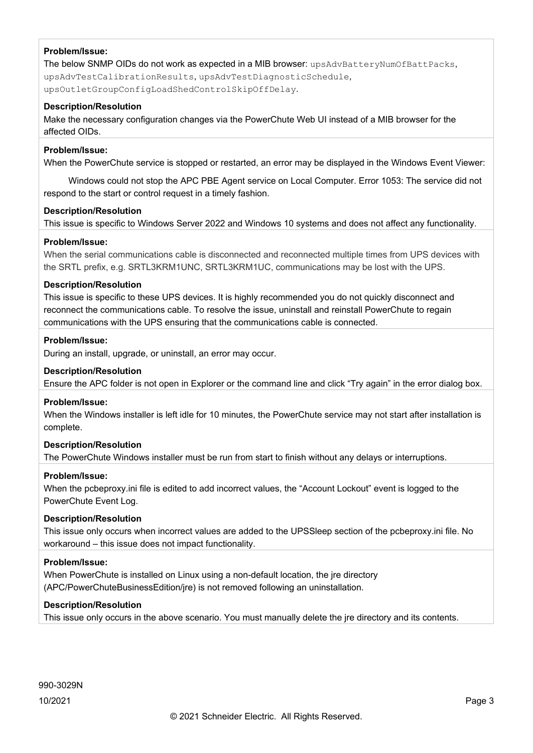**Problem/Issue:**

The below SNMP OIDs do not work as expected in a MIB browser: `upsAdvBatteryNumOfBattPacks`, `upsAdvTestCalibrationResults`, `upsAdvTestDiagnosticSchedule`, `upsOutletGroupConfigLoadShedControlSkipOffDelay`.

**Description/Resolution**

Make the necessary configuration changes via the PowerChute Web UI instead of a MIB browser for the affected OIDs.

**Problem/Issue:**

When the PowerChute service is stopped or restarted, an error may be displayed in the Windows Event Viewer:

> Windows could not stop the APC PBE Agent service on Local Computer. Error 1053: The service did not respond to the start or control request in a timely fashion.

**Description/Resolution**

This issue is specific to Windows Server 2022 and Windows 10 systems and does not affect any functionality.

**Problem/Issue:**

When the serial communications cable is disconnected and reconnected multiple times from UPS devices with the SRTL prefix, e.g. SRTL3KRM1UNC, SRTL3KRM1UC, communications may be lost with the UPS.

**Description/Resolution**

This issue is specific to these UPS devices. It is highly recommended you do not quickly disconnect and reconnect the communications cable. To resolve the issue, uninstall and reinstall PowerChute to regain communications with the UPS ensuring that the communications cable is connected.

**Problem/Issue:**

During an install, upgrade, or uninstall, an error may occur.

**Description/Resolution**

Ensure the APC folder is not open in Explorer or the command line and click "Try again" in the error dialog box.

**Problem/Issue:**

When the Windows installer is left idle for 10 minutes, the PowerChute service may not start after installation is complete.

**Description/Resolution**

The PowerChute Windows installer must be run from start to finish without any delays or interruptions.

**Problem/Issue:**

When the pcbeproxy.ini file is edited to add incorrect values, the "Account Lockout" event is logged to the PowerChute Event Log.

**Description/Resolution**

This issue only occurs when incorrect values are added to the UPSSleep section of the pcbeproxy.ini file. No workaround – this issue does not impact functionality.

**Problem/Issue:**

When PowerChute is installed on Linux using a non-default location, the jre directory (APC/PowerChuteBusinessEdition/jre) is not removed following an uninstallation.

**Description/Resolution**

This issue only occurs in the above scenario. You must manually delete the jre directory and its contents.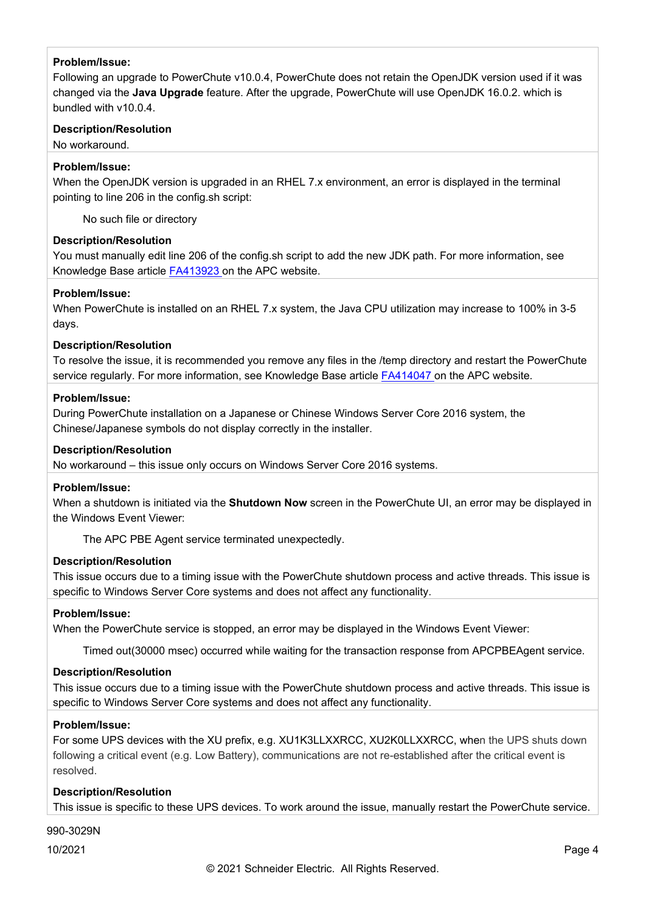**Problem/Issue:**

Following an upgrade to PowerChute v10.0.4, PowerChute does not retain the OpenJDK version used if it was changed via the **Java Upgrade** feature. After the upgrade, PowerChute will use OpenJDK 16.0.2. which is bundled with v10.0.4.

**Description/Resolution**

No workaround.

**Problem/Issue:**

When the OpenJDK version is upgraded in an RHEL 7.x environment, an error is displayed in the terminal pointing to line 206 in the config.sh script:

> No such file or directory

**Description/Resolution**

You must manually edit line 206 of the config.sh script to add the new JDK path. For more information, see Knowledge Base article FA413923 on the APC website.

**Problem/Issue:**

When PowerChute is installed on an RHEL 7.x system, the Java CPU utilization may increase to 100% in 3-5 days.

**Description/Resolution**

To resolve the issue, it is recommended you remove any files in the /temp directory and restart the PowerChute service regularly. For more information, see Knowledge Base article FA414047 on the APC website.

**Problem/Issue:**

During PowerChute installation on a Japanese or Chinese Windows Server Core 2016 system, the Chinese/Japanese symbols do not display correctly in the installer.

**Description/Resolution**

No workaround – this issue only occurs on Windows Server Core 2016 systems.

**Problem/Issue:**

When a shutdown is initiated via the **Shutdown Now** screen in the PowerChute UI, an error may be displayed in the Windows Event Viewer:

> The APC PBE Agent service terminated unexpectedly.

**Description/Resolution**

This issue occurs due to a timing issue with the PowerChute shutdown process and active threads. This issue is specific to Windows Server Core systems and does not affect any functionality.

**Problem/Issue:**

When the PowerChute service is stopped, an error may be displayed in the Windows Event Viewer:

> Timed out(30000 msec) occurred while waiting for the transaction response from APCPBEAgent service.

**Description/Resolution**

This issue occurs due to a timing issue with the PowerChute shutdown process and active threads. This issue is specific to Windows Server Core systems and does not affect any functionality.

**Problem/Issue:**

For some UPS devices with the XU prefix, e.g. XU1K3LLXXRCC, XU2K0LLXXRCC, when the UPS shuts down following a critical event (e.g. Low Battery), communications are not re-established after the critical event is resolved.

**Description/Resolution**

This issue is specific to these UPS devices. To work around the issue, manually restart the PowerChute service.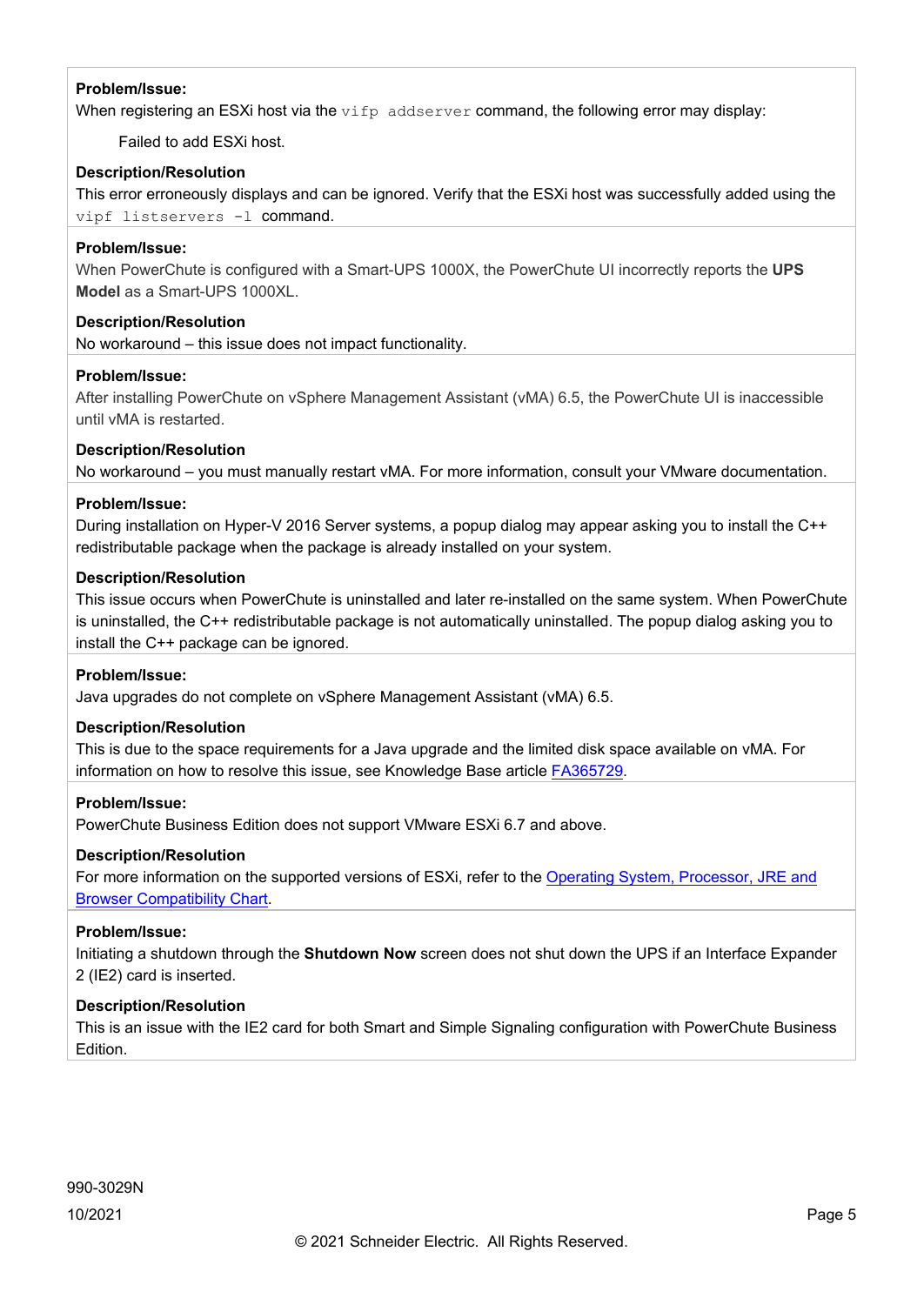**Problem/Issue:**

When registering an ESXi host via the `vifp addserver` command, the following error may display:

> Failed to add ESXi host.

**Description/Resolution**

This error erroneously displays and can be ignored. Verify that the ESXi host was successfully added using the `vipf listservers -l` command.

**Problem/Issue:**

When PowerChute is configured with a Smart-UPS 1000X, the PowerChute UI incorrectly reports the **UPS Model** as a Smart-UPS 1000XL.

**Description/Resolution**

No workaround – this issue does not impact functionality.

**Problem/Issue:**

After installing PowerChute on vSphere Management Assistant (vMA) 6.5, the PowerChute UI is inaccessible until vMA is restarted.

**Description/Resolution**

No workaround – you must manually restart vMA. For more information, consult your VMware documentation.

**Problem/Issue:**

During installation on Hyper-V 2016 Server systems, a popup dialog may appear asking you to install the C++ redistributable package when the package is already installed on your system.

**Description/Resolution**

This issue occurs when PowerChute is uninstalled and later re-installed on the same system. When PowerChute is uninstalled, the C++ redistributable package is not automatically uninstalled. The popup dialog asking you to install the C++ package can be ignored.

**Problem/Issue:**

Java upgrades do not complete on vSphere Management Assistant (vMA) 6.5.

**Description/Resolution**

This is due to the space requirements for a Java upgrade and the limited disk space available on vMA. For information on how to resolve this issue, see Knowledge Base article FA365729.

**Problem/Issue:**

PowerChute Business Edition does not support VMware ESXi 6.7 and above.

**Description/Resolution**

For more information on the supported versions of ESXi, refer to the Operating System, Processor, JRE and Browser Compatibility Chart.

**Problem/Issue:**

Initiating a shutdown through the **Shutdown Now** screen does not shut down the UPS if an Interface Expander 2 (IE2) card is inserted.

**Description/Resolution**

This is an issue with the IE2 card for both Smart and Simple Signaling configuration with PowerChute Business Edition.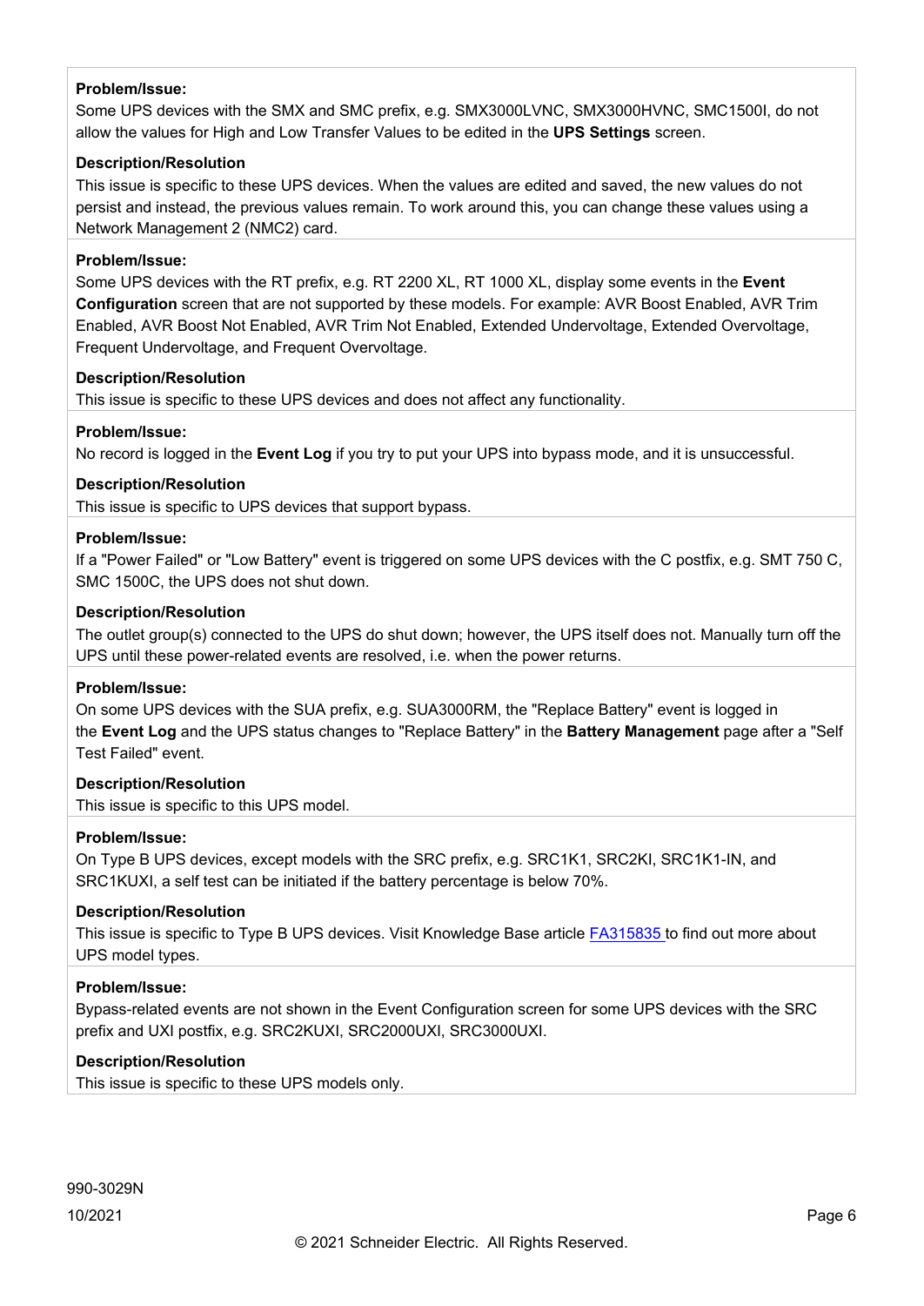**Problem/Issue:**

Some UPS devices with the SMX and SMC prefix, e.g. SMX3000LVNC, SMX3000HVNC, SMC1500I, do not allow the values for High and Low Transfer Values to be edited in the **UPS Settings** screen.

**Description/Resolution**

This issue is specific to these UPS devices. When the values are edited and saved, the new values do not persist and instead, the previous values remain. To work around this, you can change these values using a Network Management 2 (NMC2) card.

**Problem/Issue:**

Some UPS devices with the RT prefix, e.g. RT 2200 XL, RT 1000 XL, display some events in the **Event Configuration** screen that are not supported by these models. For example: AVR Boost Enabled, AVR Trim Enabled, AVR Boost Not Enabled, AVR Trim Not Enabled, Extended Undervoltage, Extended Overvoltage, Frequent Undervoltage, and Frequent Overvoltage.

**Description/Resolution**

This issue is specific to these UPS devices and does not affect any functionality.

**Problem/Issue:**

No record is logged in the **Event Log** if you try to put your UPS into bypass mode, and it is unsuccessful.

**Description/Resolution**

This issue is specific to UPS devices that support bypass.

**Problem/Issue:**

If a "Power Failed" or "Low Battery" event is triggered on some UPS devices with the C postfix, e.g. SMT 750 C, SMC 1500C, the UPS does not shut down.

**Description/Resolution**

The outlet group(s) connected to the UPS do shut down; however, the UPS itself does not. Manually turn off the UPS until these power-related events are resolved, i.e. when the power returns.

**Problem/Issue:**

On some UPS devices with the SUA prefix, e.g. SUA3000RM, the "Replace Battery" event is logged in the **Event Log** and the UPS status changes to "Replace Battery" in the **Battery Management** page after a "Self Test Failed" event.

**Description/Resolution**

This issue is specific to this UPS model.

**Problem/Issue:**

On Type B UPS devices, except models with the SRC prefix, e.g. SRC1K1, SRC2KI, SRC1K1-IN, and SRC1KUXI, a self test can be initiated if the battery percentage is below 70%.

**Description/Resolution**

This issue is specific to Type B UPS devices. Visit Knowledge Base article FA315835 to find out more about UPS model types.

**Problem/Issue:**

Bypass-related events are not shown in the Event Configuration screen for some UPS devices with the SRC prefix and UXI postfix, e.g. SRC2KUXI, SRC2000UXI, SRC3000UXI.

**Description/Resolution**

This issue is specific to these UPS models only.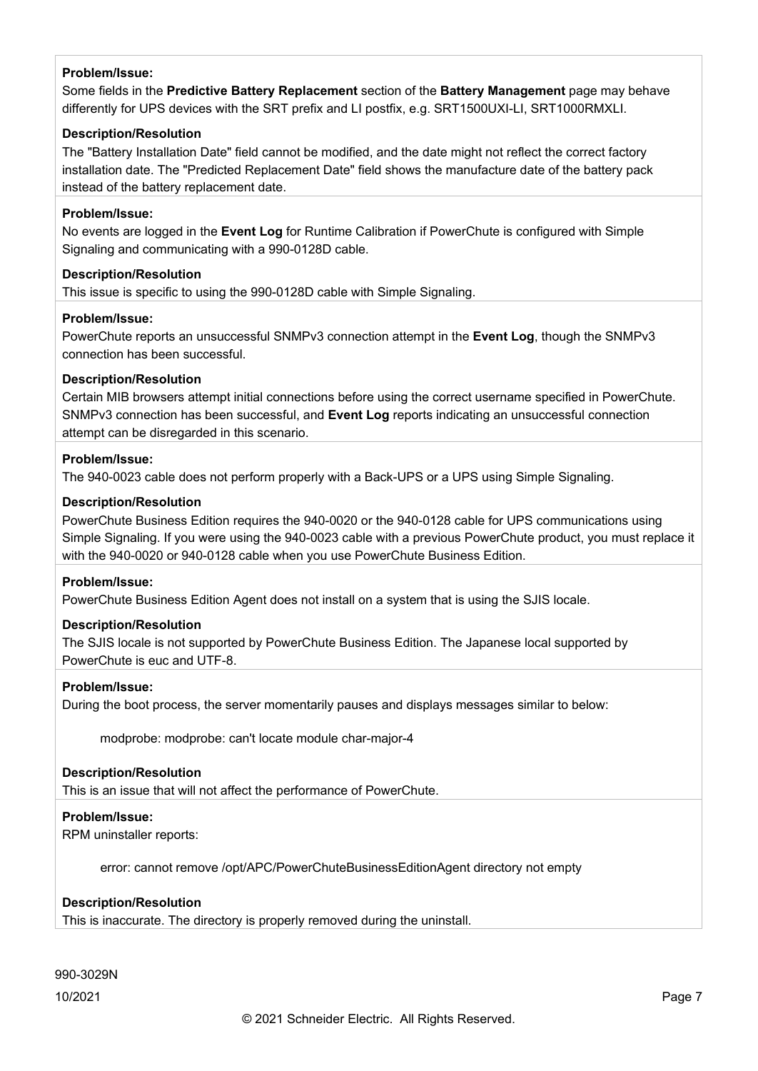**Problem/Issue:**

Some fields in the **Predictive Battery Replacement** section of the **Battery Management** page may behave differently for UPS devices with the SRT prefix and LI postfix, e.g. SRT1500UXI-LI, SRT1000RMXLI.

**Description/Resolution**

The "Battery Installation Date" field cannot be modified, and the date might not reflect the correct factory installation date. The "Predicted Replacement Date" field shows the manufacture date of the battery pack instead of the battery replacement date.

**Problem/Issue:**

No events are logged in the **Event Log** for Runtime Calibration if PowerChute is configured with Simple Signaling and communicating with a 990-0128D cable.

**Description/Resolution**

This issue is specific to using the 990-0128D cable with Simple Signaling.

**Problem/Issue:**

PowerChute reports an unsuccessful SNMPv3 connection attempt in the **Event Log**, though the SNMPv3 connection has been successful.

**Description/Resolution**

Certain MIB browsers attempt initial connections before using the correct username specified in PowerChute. SNMPv3 connection has been successful, and **Event Log** reports indicating an unsuccessful connection attempt can be disregarded in this scenario.

**Problem/Issue:**

The 940-0023 cable does not perform properly with a Back-UPS or a UPS using Simple Signaling.

**Description/Resolution**

PowerChute Business Edition requires the 940-0020 or the 940-0128 cable for UPS communications using Simple Signaling. If you were using the 940-0023 cable with a previous PowerChute product, you must replace it with the 940-0020 or 940-0128 cable when you use PowerChute Business Edition.

**Problem/Issue:**

PowerChute Business Edition Agent does not install on a system that is using the SJIS locale.

**Description/Resolution**

The SJIS locale is not supported by PowerChute Business Edition. The Japanese local supported by PowerChute is euc and UTF-8.

**Problem/Issue:**

During the boot process, the server momentarily pauses and displays messages similar to below:

```
modprobe: modprobe: can't locate module char-major-4
```

**Description/Resolution**

This is an issue that will not affect the performance of PowerChute.

**Problem/Issue:**

RPM uninstaller reports:

```
error: cannot remove /opt/APC/PowerChuteBusinessEditionAgent directory not empty
```

**Description/Resolution**

This is inaccurate. The directory is properly removed during the uninstall.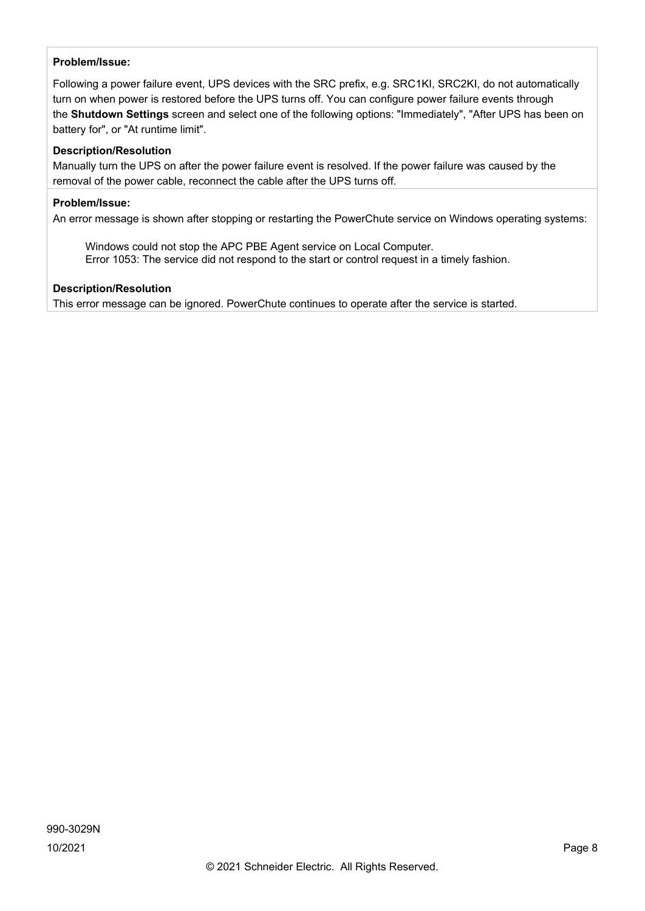**Problem/Issue:**

Following a power failure event, UPS devices with the SRC prefix, e.g. SRC1KI, SRC2KI, do not automatically turn on when power is restored before the UPS turns off. You can configure power failure events through the **Shutdown Settings** screen and select one of the following options: "Immediately", "After UPS has been on battery for", or "At runtime limit".

**Description/Resolution**

Manually turn the UPS on after the power failure event is resolved. If the power failure was caused by the removal of the power cable, reconnect the cable after the UPS turns off.

**Problem/Issue:**

An error message is shown after stopping or restarting the PowerChute service on Windows operating systems:

> Windows could not stop the APC PBE Agent service on Local Computer.
> Error 1053: The service did not respond to the start or control request in a timely fashion.

**Description/Resolution**

This error message can be ignored. PowerChute continues to operate after the service is started.

990-3029N

10/2021

© 2021 Schneider Electric. All Rights Reserved.